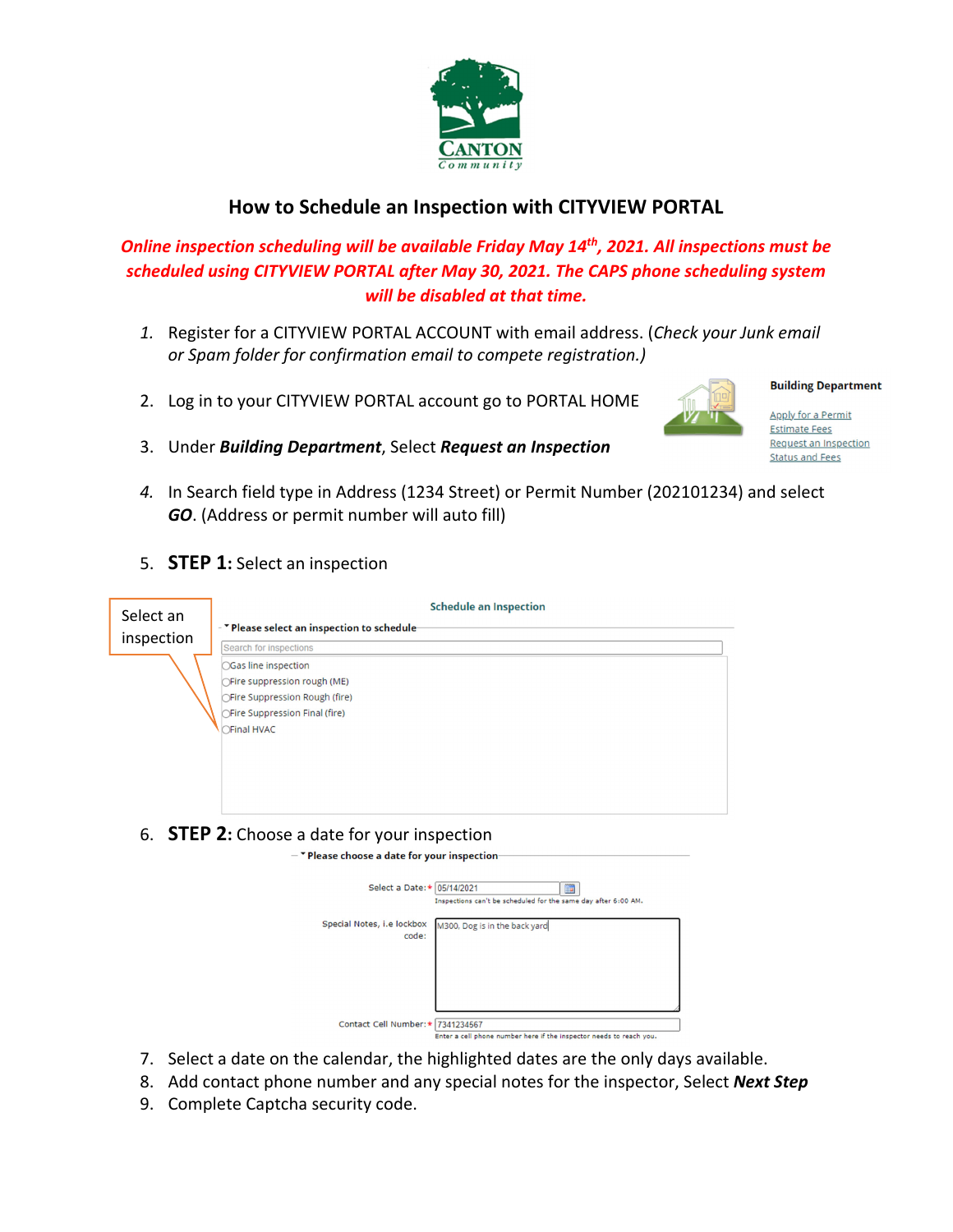CANTON
Community

## How to Schedule an Inspection with CITYVIEW PORTAL

***Online inspection scheduling will be available Friday May 14th, 2021. All inspections must be scheduled using CITYVIEW PORTAL after May 30, 2021. The CAPS phone scheduling system will be disabled at that time.***

1. Register for a CITYVIEW PORTAL ACCOUNT with email address. (*Check your Junk email or Spam folder for confirmation email to compete registration.)*
2. Log in to your CITYVIEW PORTAL account go to PORTAL HOME
3. Under ***Building Department***, Select ***Request an Inspection***

**Building Department**

Apply for a Permit
Estimate Fees
Request an Inspection
Status and Fees

4. In Search field type in Address (1234 Street) or Permit Number (202101234) and select ***GO***. (Address or permit number will auto fill)
5. **STEP 1:** Select an inspection

Select an inspection

Schedule an Inspection

**Please select an inspection to schedule**

Search for inspections

- Gas line inspection
- Fire suppression rough (ME)
- Fire Suppression Rough (fire)
- Fire Suppression Final (fire)
- Final HVAC

6. **STEP 2:** Choose a date for your inspection

**Please choose a date for your inspection**

Select a Date:* 05/14/2021
Inspections can't be scheduled for the same day after 6:00 AM.

Special Notes, i.e lockbox code: M300, Dog is in the back yard

Contact Cell Number:* 7341234567
Enter a cell phone number here if the inspector needs to reach you.

7. Select a date on the calendar, the highlighted dates are the only days available.
8. Add contact phone number and any special notes for the inspector, Select ***Next Step***
9. Complete Captcha security code.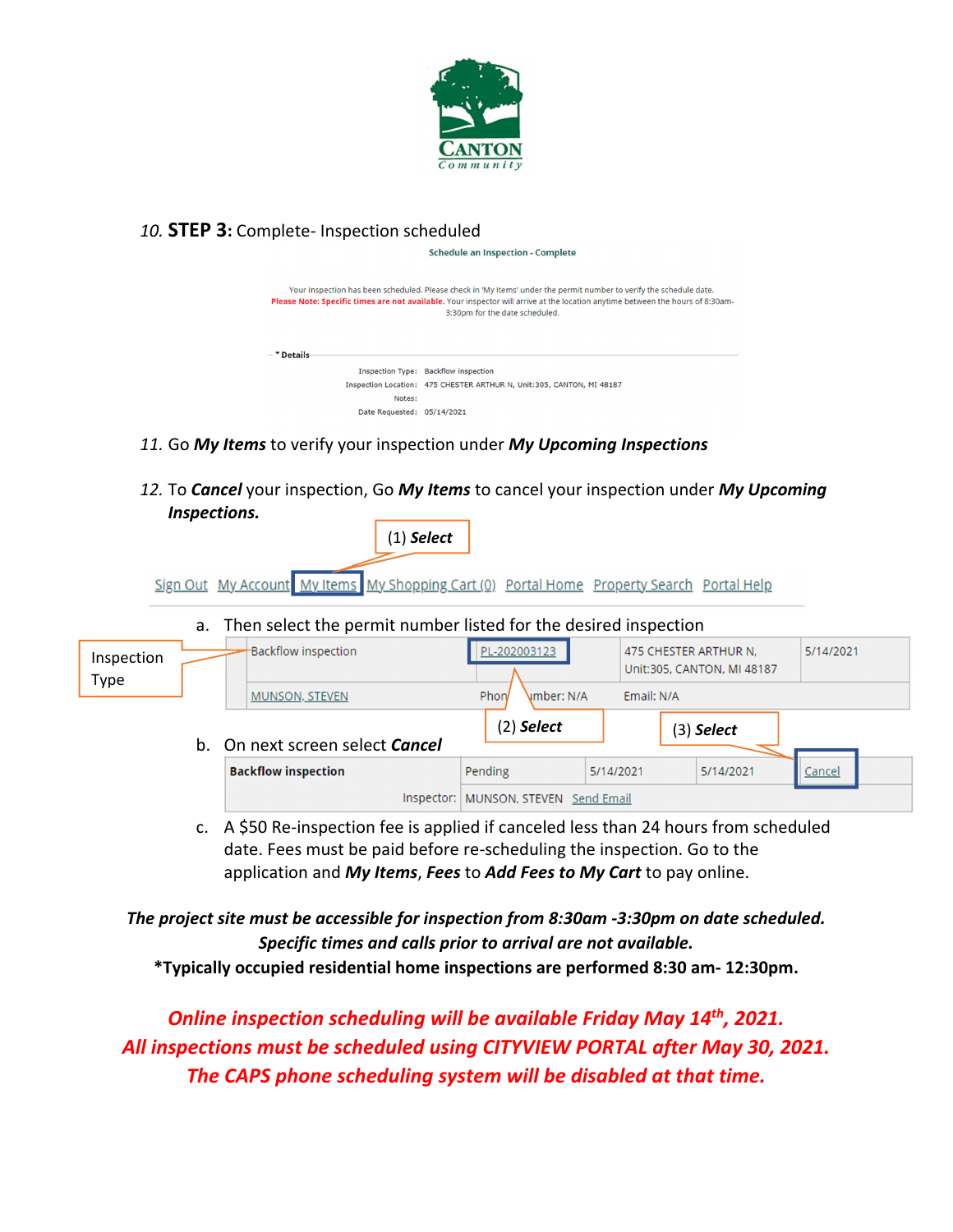CANTON
Community

10. **STEP 3:** Complete- Inspection scheduled

Schedule an Inspection - Complete

Your Inspection has been scheduled. Please check in 'My Items' under the permit number to verify the schedule date.
Please Note: Specific times are not available. Your inspector will arrive at the location anytime between the hours of 8:30am-3:30pm for the date scheduled.

Details

Inspection Type: Backflow inspection
Inspection Location: 475 CHESTER ARTHUR N, Unit:305, CANTON, MI 48187
Notes:
Date Requested: 05/14/2021

11. Go ***My Items*** to verify your inspection under ***My Upcoming Inspections***

12. To ***Cancel*** your inspection, Go ***My Items*** to cancel your inspection under ***My Upcoming Inspections.***

(1) ***Select***

Sign Out My Account My Items My Shopping Cart (0) Portal Home Property Search Portal Help

a. Then select the permit number listed for the desired inspection

Inspection Type

| | | | |
|---|---|---|---|
| Backflow inspection | PL-202003123 | 475 CHESTER ARTHUR N, Unit:305, CANTON, MI 48187 | 5/14/2021 |
| MUNSON, STEVEN | Phone Number: N/A | Email: N/A | |

(2) ***Select***

(3) ***Select***

b. On next screen select ***Cancel***

| | | | | |
|---|---|---|---|---|
| **Backflow inspection** | Pending | 5/14/2021 | 5/14/2021 | Cancel |
| Inspector: | MUNSON, STEVEN Send Email | | | |

c. A $50 Re-inspection fee is applied if canceled less than 24 hours from scheduled date. Fees must be paid before re-scheduling the inspection. Go to the application and ***My Items***, ***Fees*** to ***Add Fees to My Cart*** to pay online.

***The project site must be accessible for inspection from 8:30am -3:30pm on date scheduled. Specific times and calls prior to arrival are not available.***
**\*Typically occupied residential home inspections are performed 8:30 am- 12:30pm.**

***Online inspection scheduling will be available Friday May 14th, 2021.***
***All inspections must be scheduled using CITYVIEW PORTAL after May 30, 2021.***
***The CAPS phone scheduling system will be disabled at that time.***